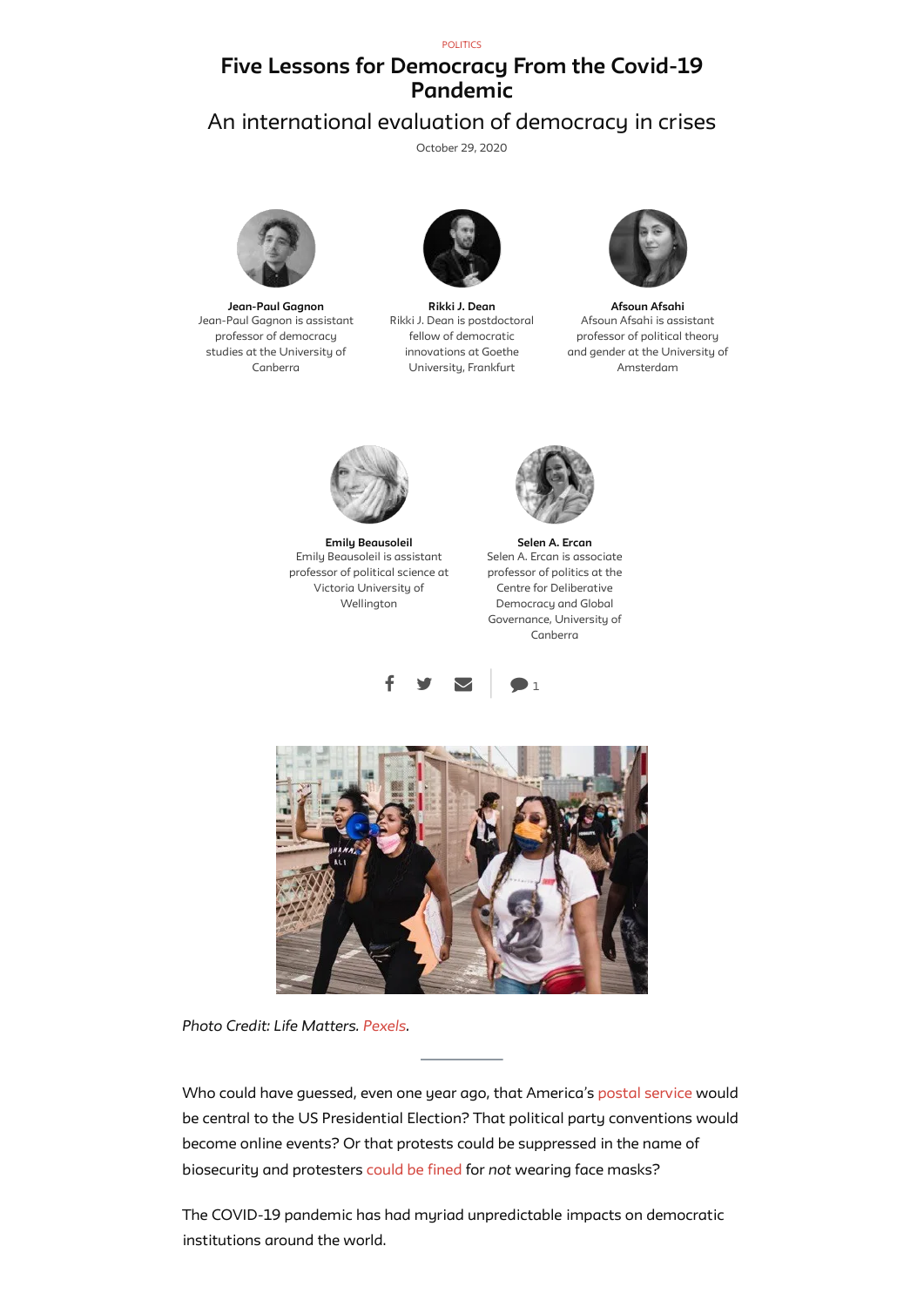POLITICS

# Five Lessons for Democracy From the Covid-19 Pandemic

## An international evaluation of democracy in crises

October 29, 2020

**Jean-Paul Gagnon**
Jean-Paul Gagnon is assistant professor of democracy studies at the University of Canberra

**Rikki J. Dean**
Rikki J. Dean is postdoctoral fellow of democratic innovations at Goethe University, Frankfurt

**Afsoun Afsahi**
Afsoun Afsahi is assistant professor of political theory and gender at the University of Amsterdam

**Emily Beausoleil**
Emily Beausoleil is assistant professor of political science at Victoria University of Wellington

**Selen A. Ercan**
Selen A. Ercan is associate professor of politics at the Centre for Deliberative Democracy and Global Governance, University of Canberra

*Photo Credit: Life Matters. Pexels.*

---

Who could have guessed, even one year ago, that America's postal service would be central to the US Presidential Election? That political party conventions would become online events? Or that protests could be suppressed in the name of biosecurity and protesters could be fined for *not* wearing face masks?

The COVID-19 pandemic has had myriad unpredictable impacts on democratic institutions around the world.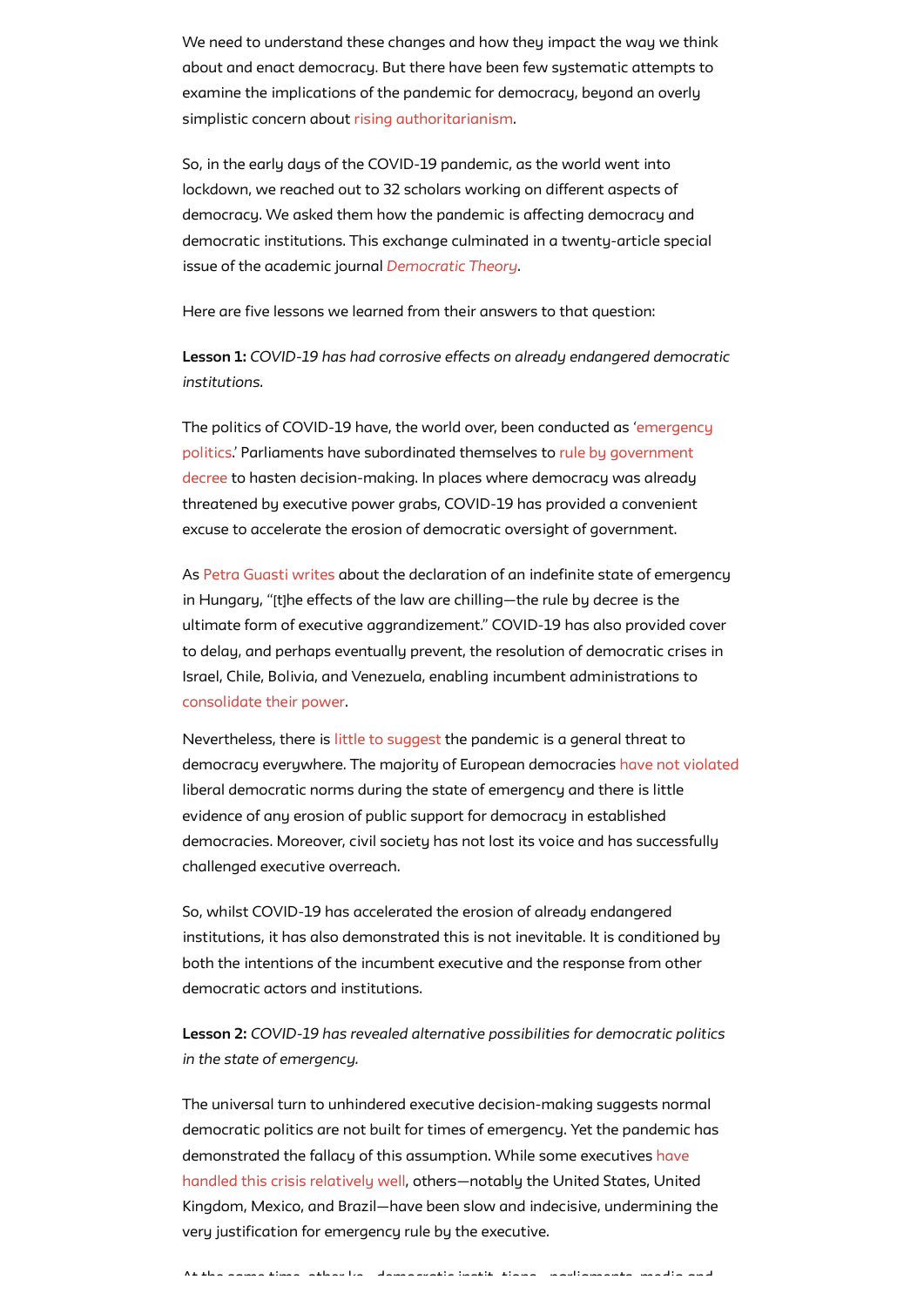We need to understand these changes and how they impact the way we think about and enact democracy. But there have been few systematic attempts to examine the implications of the pandemic for democracy, beyond an overly simplistic concern about rising authoritarianism.

So, in the early days of the COVID-19 pandemic, as the world went into lockdown, we reached out to 32 scholars working on different aspects of democracy. We asked them how the pandemic is affecting democracy and democratic institutions. This exchange culminated in a twenty-article special issue of the academic journal *Democratic Theory*.

Here are five lessons we learned from their answers to that question:

**Lesson 1:** *COVID-19 has had corrosive effects on already endangered democratic institutions.*

The politics of COVID-19 have, the world over, been conducted as 'emergency politics.' Parliaments have subordinated themselves to rule by government decree to hasten decision-making. In places where democracy was already threatened by executive power grabs, COVID-19 has provided a convenient excuse to accelerate the erosion of democratic oversight of government.

As Petra Guasti writes about the declaration of an indefinite state of emergency in Hungary, "[t]he effects of the law are chilling—the rule by decree is the ultimate form of executive aggrandizement." COVID-19 has also provided cover to delay, and perhaps eventually prevent, the resolution of democratic crises in Israel, Chile, Bolivia, and Venezuela, enabling incumbent administrations to consolidate their power.

Nevertheless, there is little to suggest the pandemic is a general threat to democracy everywhere. The majority of European democracies have not violated liberal democratic norms during the state of emergency and there is little evidence of any erosion of public support for democracy in established democracies. Moreover, civil society has not lost its voice and has successfully challenged executive overreach.

So, whilst COVID-19 has accelerated the erosion of already endangered institutions, it has also demonstrated this is not inevitable. It is conditioned by both the intentions of the incumbent executive and the response from other democratic actors and institutions.

**Lesson 2:** *COVID-19 has revealed alternative possibilities for democratic politics in the state of emergency.*

The universal turn to unhindered executive decision-making suggests normal democratic politics are not built for times of emergency. Yet the pandemic has demonstrated the fallacy of this assumption. While some executives have handled this crisis relatively well, others—notably the United States, United Kingdom, Mexico, and Brazil—have been slow and indecisive, undermining the very justification for emergency rule by the executive.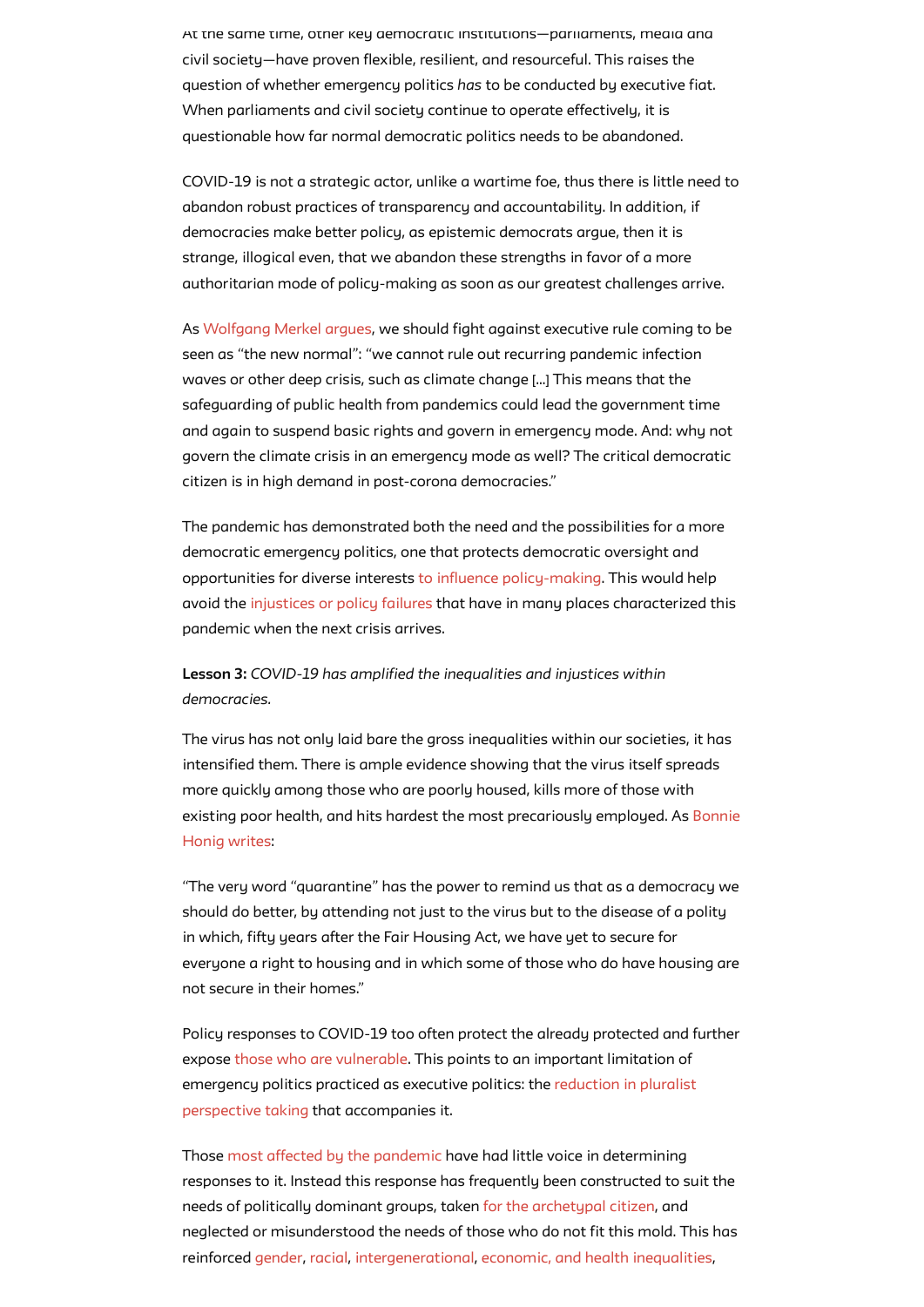At the same time, other key democratic institutions—parliaments, media and civil society—have proven flexible, resilient, and resourceful. This raises the question of whether emergency politics *has* to be conducted by executive fiat. When parliaments and civil society continue to operate effectively, it is questionable how far normal democratic politics needs to be abandoned.

COVID-19 is not a strategic actor, unlike a wartime foe, thus there is little need to abandon robust practices of transparency and accountability. In addition, if democracies make better policy, as epistemic democrats argue, then it is strange, illogical even, that we abandon these strengths in favor of a more authoritarian mode of policy-making as soon as our greatest challenges arrive.

As Wolfgang Merkel argues, we should fight against executive rule coming to be seen as "the new normal": "we cannot rule out recurring pandemic infection waves or other deep crisis, such as climate change [...] This means that the safeguarding of public health from pandemics could lead the government time and again to suspend basic rights and govern in emergency mode. And: why not govern the climate crisis in an emergency mode as well? The critical democratic citizen is in high demand in post-corona democracies."

The pandemic has demonstrated both the need and the possibilities for a more democratic emergency politics, one that protects democratic oversight and opportunities for diverse interests to influence policy-making. This would help avoid the injustices or policy failures that have in many places characterized this pandemic when the next crisis arrives.

**Lesson 3:** *COVID-19 has amplified the inequalities and injustices within democracies.*

The virus has not only laid bare the gross inequalities within our societies, it has intensified them. There is ample evidence showing that the virus itself spreads more quickly among those who are poorly housed, kills more of those with existing poor health, and hits hardest the most precariously employed. As Bonnie Honig writes:

"The very word "quarantine" has the power to remind us that as a democracy we should do better, by attending not just to the virus but to the disease of a polity in which, fifty years after the Fair Housing Act, we have yet to secure for everyone a right to housing and in which some of those who do have housing are not secure in their homes."

Policy responses to COVID-19 too often protect the already protected and further expose those who are vulnerable. This points to an important limitation of emergency politics practiced as executive politics: the reduction in pluralist perspective taking that accompanies it.

Those most affected by the pandemic have had little voice in determining responses to it. Instead this response has frequently been constructed to suit the needs of politically dominant groups, taken for the archetypal citizen, and neglected or misunderstood the needs of those who do not fit this mold. This has reinforced gender, racial, intergenerational, economic, and health inequalities,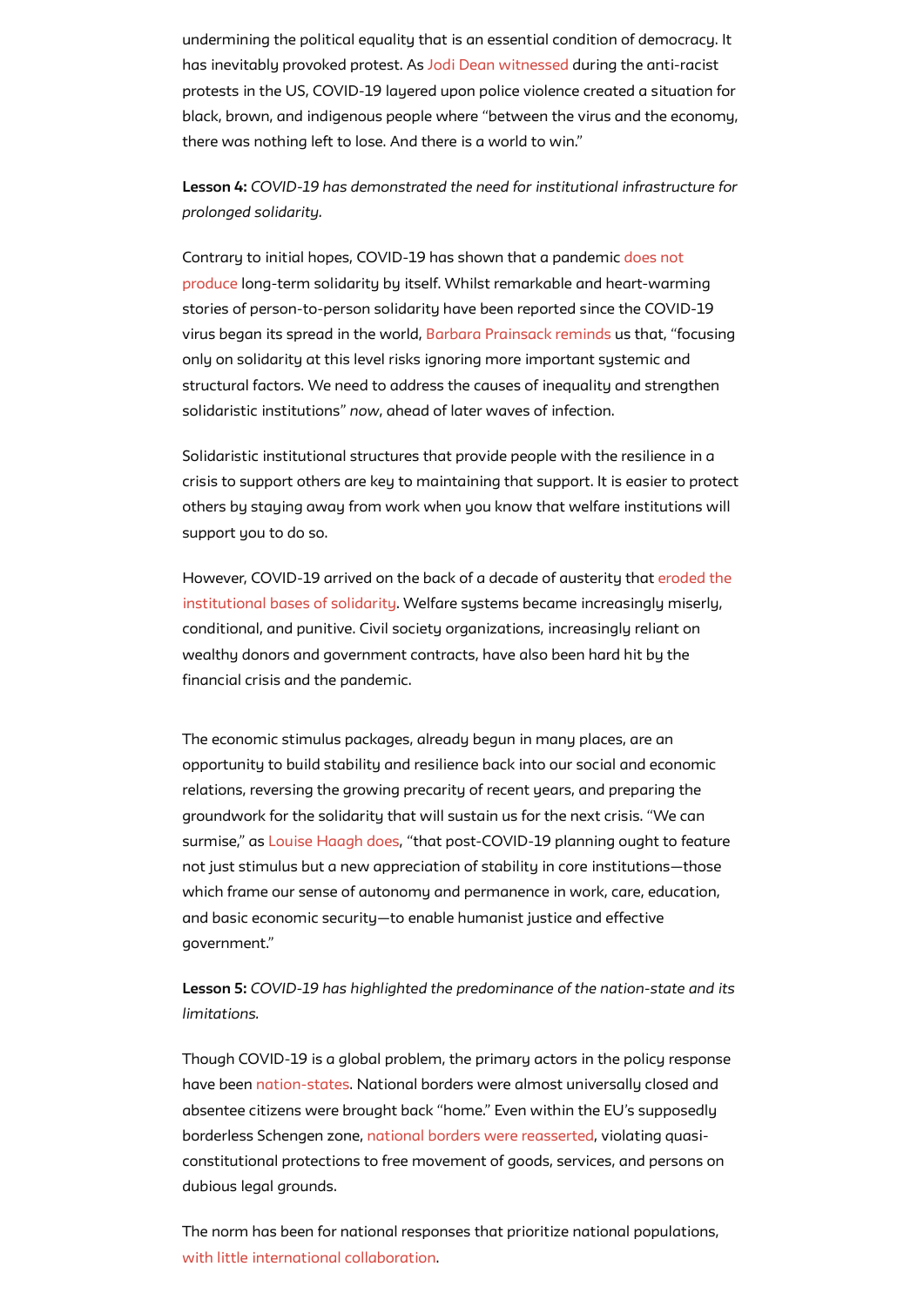undermining the political equality that is an essential condition of democracy. It has inevitably provoked protest. As Jodi Dean witnessed during the anti-racist protests in the US, COVID-19 layered upon police violence created a situation for black, brown, and indigenous people where "between the virus and the economy, there was nothing left to lose. And there is a world to win."

**Lesson 4:** *COVID-19 has demonstrated the need for institutional infrastructure for prolonged solidarity.*

Contrary to initial hopes, COVID-19 has shown that a pandemic does not produce long-term solidarity by itself. Whilst remarkable and heart-warming stories of person-to-person solidarity have been reported since the COVID-19 virus began its spread in the world, Barbara Prainsack reminds us that, "focusing only on solidarity at this level risks ignoring more important systemic and structural factors. We need to address the causes of inequality and strengthen solidaristic institutions" *now*, ahead of later waves of infection.

Solidaristic institutional structures that provide people with the resilience in a crisis to support others are key to maintaining that support. It is easier to protect others by staying away from work when you know that welfare institutions will support you to do so.

However, COVID-19 arrived on the back of a decade of austerity that eroded the institutional bases of solidarity. Welfare systems became increasingly miserly, conditional, and punitive. Civil society organizations, increasingly reliant on wealthy donors and government contracts, have also been hard hit by the financial crisis and the pandemic.

The economic stimulus packages, already begun in many places, are an opportunity to build stability and resilience back into our social and economic relations, reversing the growing precarity of recent years, and preparing the groundwork for the solidarity that will sustain us for the next crisis. "We can surmise," as Louise Haagh does, "that post-COVID-19 planning ought to feature not just stimulus but a new appreciation of stability in core institutions—those which frame our sense of autonomy and permanence in work, care, education, and basic economic security—to enable humanist justice and effective government."

**Lesson 5:** *COVID-19 has highlighted the predominance of the nation-state and its limitations.*

Though COVID-19 is a global problem, the primary actors in the policy response have been nation-states. National borders were almost universally closed and absentee citizens were brought back "home." Even within the EU's supposedly borderless Schengen zone, national borders were reasserted, violating quasi-constitutional protections to free movement of goods, services, and persons on dubious legal grounds.

The norm has been for national responses that prioritize national populations, with little international collaboration.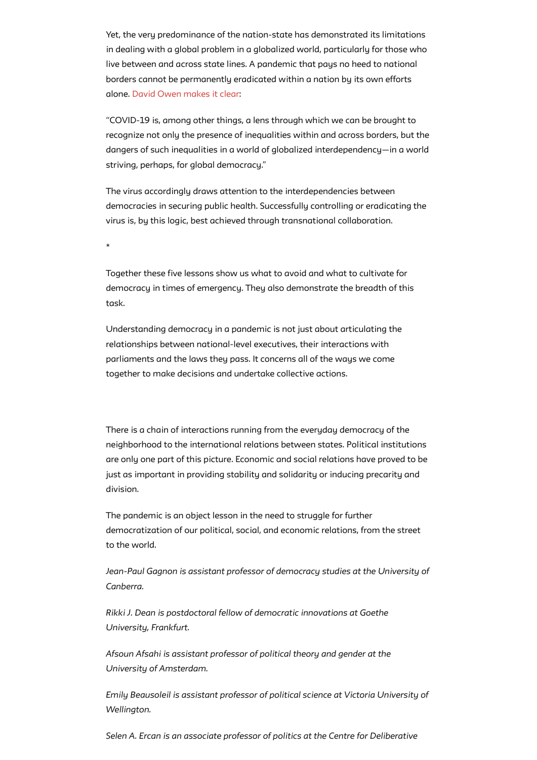Yet, the very predominance of the nation-state has demonstrated its limitations in dealing with a global problem in a globalized world, particularly for those who live between and across state lines. A pandemic that pays no heed to national borders cannot be permanently eradicated within a nation by its own efforts alone. David Owen makes it clear:

"COVID-19 is, among other things, a lens through which we can be brought to recognize not only the presence of inequalities within and across borders, but the dangers of such inequalities in a world of globalized interdependency—in a world striving, perhaps, for global democracy."

The virus accordingly draws attention to the interdependencies between democracies in securing public health. Successfully controlling or eradicating the virus is, by this logic, best achieved through transnational collaboration.

*

Together these five lessons show us what to avoid and what to cultivate for democracy in times of emergency. They also demonstrate the breadth of this task.

Understanding democracy in a pandemic is not just about articulating the relationships between national-level executives, their interactions with parliaments and the laws they pass. It concerns all of the ways we come together to make decisions and undertake collective actions.

There is a chain of interactions running from the everyday democracy of the neighborhood to the international relations between states. Political institutions are only one part of this picture. Economic and social relations have proved to be just as important in providing stability and solidarity or inducing precarity and division.

The pandemic is an object lesson in the need to struggle for further democratization of our political, social, and economic relations, from the street to the world.

*Jean-Paul Gagnon is assistant professor of democracy studies at the University of Canberra.*

*Rikki J. Dean is postdoctoral fellow of democratic innovations at Goethe University, Frankfurt.*

*Afsoun Afsahi is assistant professor of political theory and gender at the University of Amsterdam.*

*Emily Beausoleil is assistant professor of political science at Victoria University of Wellington.*

*Selen A. Ercan is an associate professor of politics at the Centre for Deliberative*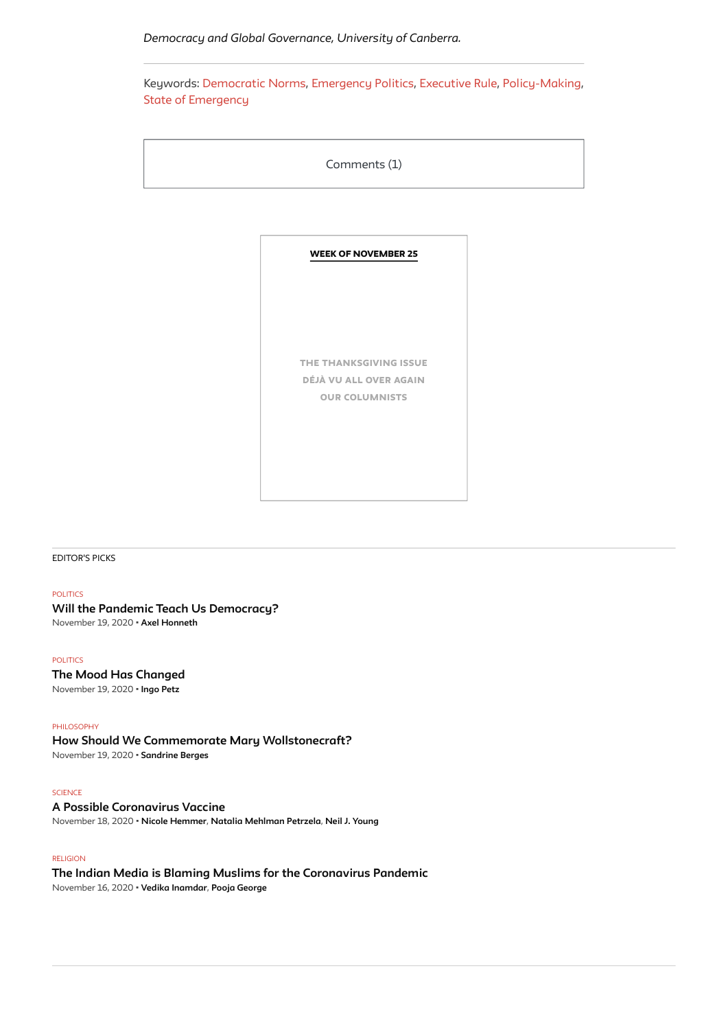*Democracy and Global Governance, University of Canberra.*

---

Keywords: Democratic Norms, Emergency Politics, Executive Rule, Policy-Making, State of Emergency

Comments (1)

**WEEK OF NOVEMBER 25**

THE THANKSGIVING ISSUE

DÉJÀ VU ALL OVER AGAIN

OUR COLUMNISTS

---

EDITOR'S PICKS

POLITICS

**Will the Pandemic Teach Us Democracy?**

November 19, 2020 • **Axel Honneth**

POLITICS

**The Mood Has Changed**

November 19, 2020 • **Ingo Petz**

PHILOSOPHY

**How Should We Commemorate Mary Wollstonecraft?**

November 19, 2020 • **Sandrine Berges**

SCIENCE

**A Possible Coronavirus Vaccine**

November 18, 2020 • **Nicole Hemmer**, **Natalia Mehlman Petrzela**, **Neil J. Young**

RELIGION

**The Indian Media is Blaming Muslims for the Coronavirus Pandemic**

November 16, 2020 • **Vedika Inamdar**, **Pooja George**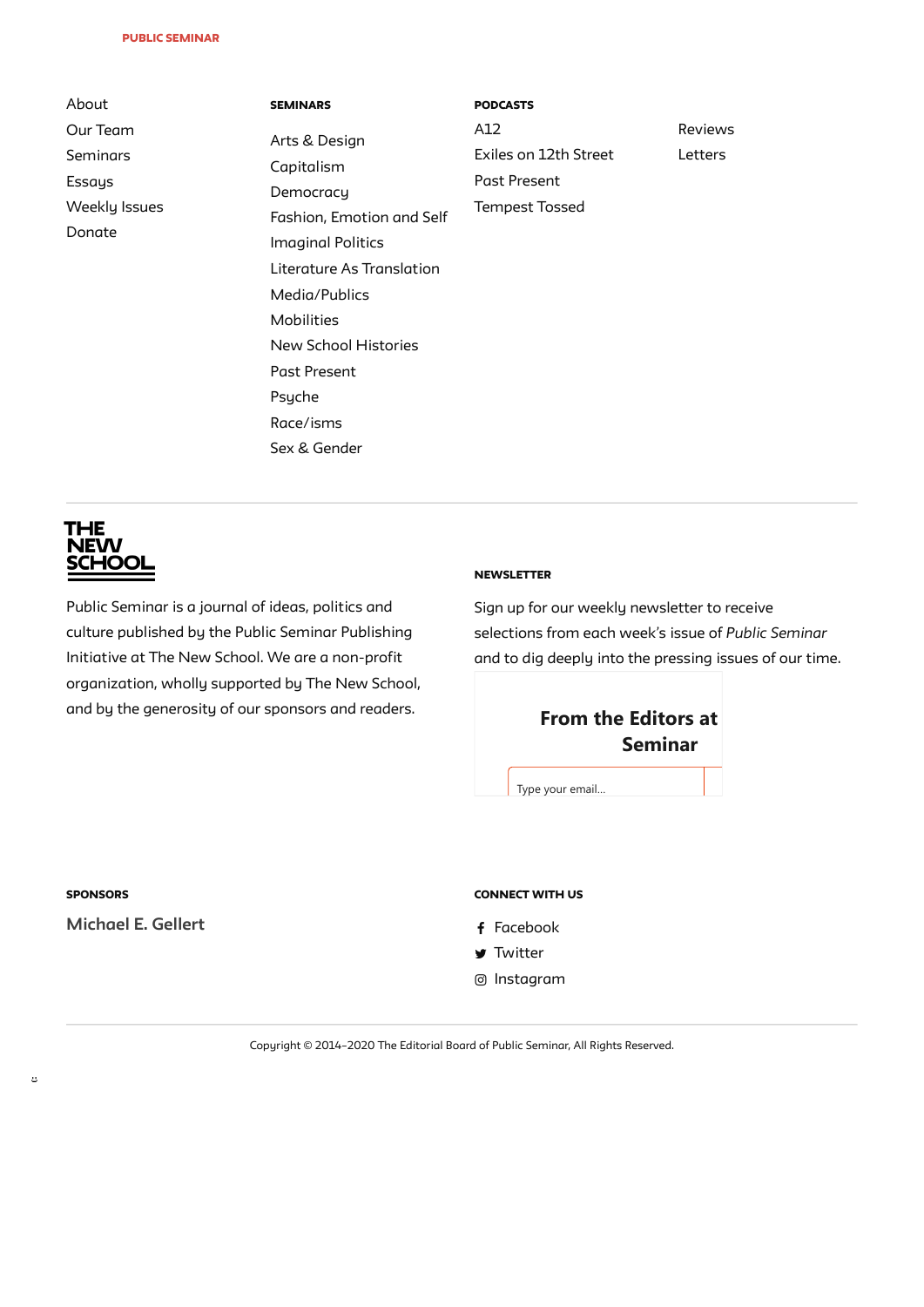PUBLIC SEMINAR

About
Our Team
Seminars
Essays
Weekly Issues
Donate

**SEMINARS**

Arts & Design
Capitalism
Democracy
Fashion, Emotion and Self
Imaginal Politics
Literature As Translation
Media/Publics
Mobilities
New School Histories
Past Present
Psyche
Race/isms
Sex & Gender

**PODCASTS**

A12
Exiles on 12th Street
Past Present
Tempest Tossed

Reviews
Letters

---

THE NEW SCHOOL

Public Seminar is a journal of ideas, politics and culture published by the Public Seminar Publishing Initiative at The New School. We are a non-profit organization, wholly supported by The New School, and by the generosity of our sponsors and readers.

**NEWSLETTER**

Sign up for our weekly newsletter to receive selections from each week's issue of *Public Seminar* and to dig deeply into the pressing issues of our time.

**From the Editors at Seminar**

Type your email...

**SPONSORS**

Michael E. Gellert

**CONNECT WITH US**

Facebook
Twitter
Instagram

---

Copyright © 2014–2020 The Editorial Board of Public Seminar, All Rights Reserved.